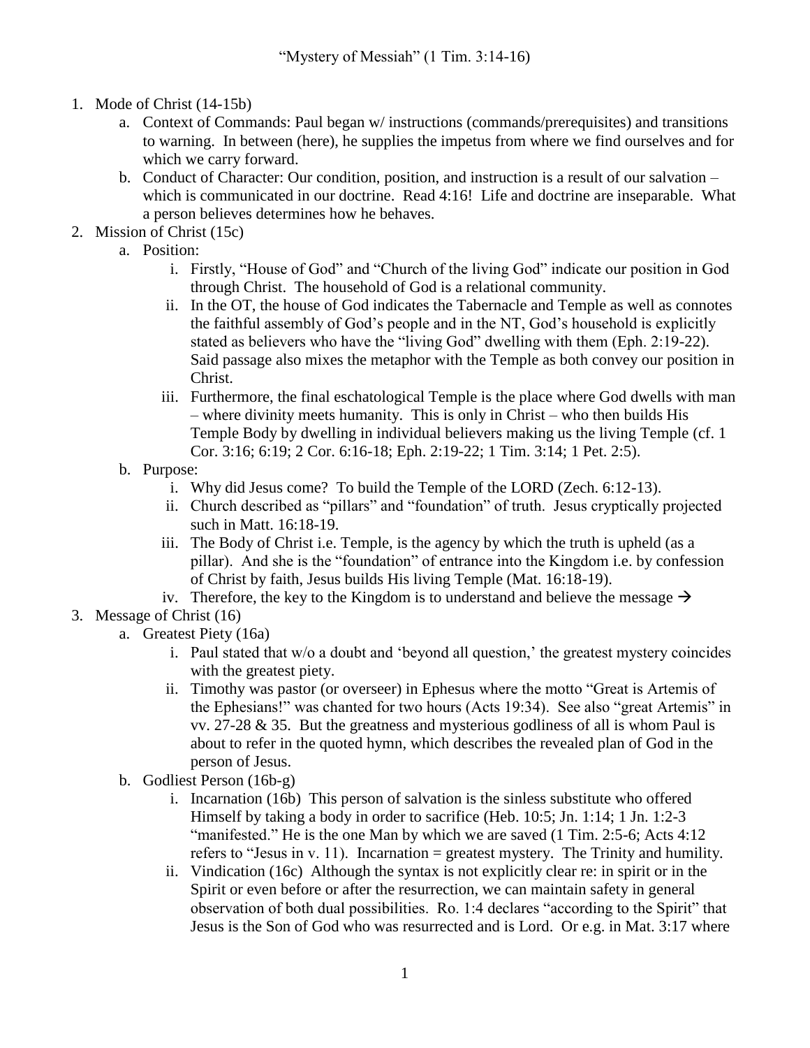# "Mystery of Messiah" (1 Tim. 3:14-16)

1. Mode of Christ (14-15b)
    a. Context of Commands: Paul began w/ instructions (commands/prerequisites) and transitions to warning. In between (here), he supplies the impetus from where we find ourselves and for which we carry forward.
    b. Conduct of Character: Our condition, position, and instruction is a result of our salvation – which is communicated in our doctrine. Read 4:16! Life and doctrine are inseparable. What a person believes determines how he behaves.
2. Mission of Christ (15c)
    a. Position:
        i. Firstly, "House of God" and "Church of the living God" indicate our position in God through Christ. The household of God is a relational community.
        ii. In the OT, the house of God indicates the Tabernacle and Temple as well as connotes the faithful assembly of God's people and in the NT, God's household is explicitly stated as believers who have the "living God" dwelling with them (Eph. 2:19-22). Said passage also mixes the metaphor with the Temple as both convey our position in Christ.
        iii. Furthermore, the final eschatological Temple is the place where God dwells with man – where divinity meets humanity. This is only in Christ – who then builds His Temple Body by dwelling in individual believers making us the living Temple (cf. 1 Cor. 3:16; 6:19; 2 Cor. 6:16-18; Eph. 2:19-22; 1 Tim. 3:14; 1 Pet. 2:5).
    b. Purpose:
        i. Why did Jesus come? To build the Temple of the LORD (Zech. 6:12-13).
        ii. Church described as "pillars" and "foundation" of truth. Jesus cryptically projected such in Matt. 16:18-19.
        iii. The Body of Christ i.e. Temple, is the agency by which the truth is upheld (as a pillar). And she is the "foundation" of entrance into the Kingdom i.e. by confession of Christ by faith, Jesus builds His living Temple (Mat. 16:18-19).
        iv. Therefore, the key to the Kingdom is to understand and believe the message →
3. Message of Christ (16)
    a. Greatest Piety (16a)
        i. Paul stated that w/o a doubt and 'beyond all question,' the greatest mystery coincides with the greatest piety.
        ii. Timothy was pastor (or overseer) in Ephesus where the motto "Great is Artemis of the Ephesians!" was chanted for two hours (Acts 19:34). See also "great Artemis" in vv. 27-28 & 35. But the greatness and mysterious godliness of all is whom Paul is about to refer in the quoted hymn, which describes the revealed plan of God in the person of Jesus.
    b. Godliest Person (16b-g)
        i. Incarnation (16b) This person of salvation is the sinless substitute who offered Himself by taking a body in order to sacrifice (Heb. 10:5; Jn. 1:14; 1 Jn. 1:2-3 "manifested." He is the one Man by which we are saved (1 Tim. 2:5-6; Acts 4:12 refers to "Jesus in v. 11). Incarnation = greatest mystery. The Trinity and humility.
        ii. Vindication (16c) Although the syntax is not explicitly clear re: in spirit or in the Spirit or even before or after the resurrection, we can maintain safety in general observation of both dual possibilities. Ro. 1:4 declares "according to the Spirit" that Jesus is the Son of God who was resurrected and is Lord. Or e.g. in Mat. 3:17 where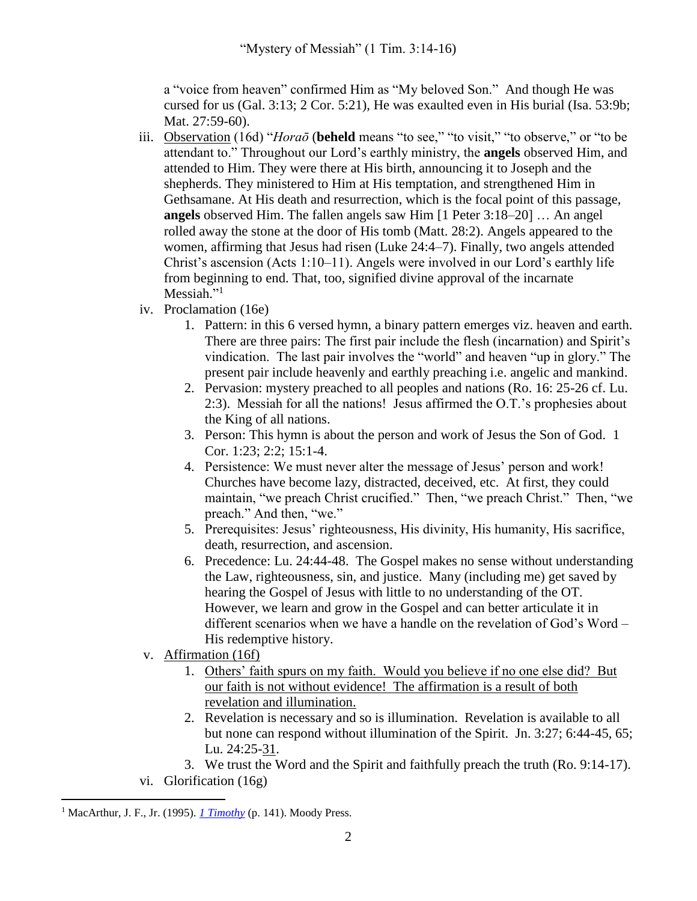a "voice from heaven" confirmed Him as "My beloved Son." And though He was cursed for us (Gal. 3:13; 2 Cor. 5:21), He was exaulted even in His burial (Isa. 53:9b; Mat. 27:59-60).

iii. Observation (16d) "*Horaō* (**beheld** means "to see," "to visit," "to observe," or "to be attendant to." Throughout our Lord's earthly ministry, the **angels** observed Him, and attended to Him. They were there at His birth, announcing it to Joseph and the shepherds. They ministered to Him at His temptation, and strengthened Him in Gethsamane. At His death and resurrection, which is the focal point of this passage, **angels** observed Him. The fallen angels saw Him [1 Peter 3:18–20] … An angel rolled away the stone at the door of His tomb (Matt. 28:2). Angels appeared to the women, affirming that Jesus had risen (Luke 24:4–7). Finally, two angels attended Christ's ascension (Acts 1:10–11). Angels were involved in our Lord's earthly life from beginning to end. That, too, signified divine approval of the incarnate Messiah."[1]

iv. Proclamation (16e)
   1. Pattern: in this 6 versed hymn, a binary pattern emerges viz. heaven and earth. There are three pairs: The first pair include the flesh (incarnation) and Spirit's vindication. The last pair involves the "world" and heaven "up in glory." The present pair include heavenly and earthly preaching i.e. angelic and mankind.
   2. Pervasion: mystery preached to all peoples and nations (Ro. 16: 25-26 cf. Lu. 2:3). Messiah for all the nations! Jesus affirmed the O.T.'s prophesies about the King of all nations.
   3. Person: This hymn is about the person and work of Jesus the Son of God. 1 Cor. 1:23; 2:2; 15:1-4.
   4. Persistence: We must never alter the message of Jesus' person and work! Churches have become lazy, distracted, deceived, etc. At first, they could maintain, "we preach Christ crucified." Then, "we preach Christ." Then, "we preach." And then, "we."
   5. Prerequisites: Jesus' righteousness, His divinity, His humanity, His sacrifice, death, resurrection, and ascension.
   6. Precedence: Lu. 24:44-48. The Gospel makes no sense without understanding the Law, righteousness, sin, and justice. Many (including me) get saved by hearing the Gospel of Jesus with little to no understanding of the OT. However, we learn and grow in the Gospel and can better articulate it in different scenarios when we have a handle on the revelation of God's Word – His redemptive history.

v. Affirmation (16f)
   1. Others' faith spurs on my faith. Would you believe if no one else did? But our faith is not without evidence! The affirmation is a result of both revelation and illumination.
   2. Revelation is necessary and so is illumination. Revelation is available to all but none can respond without illumination of the Spirit. Jn. 3:27; 6:44-45, 65; Lu. 24:25-31.
   3. We trust the Word and the Spirit and faithfully preach the truth (Ro. 9:14-17).

vi. Glorification (16g)

[1] MacArthur, J. F., Jr. (1995). *1 Timothy* (p. 141). Moody Press.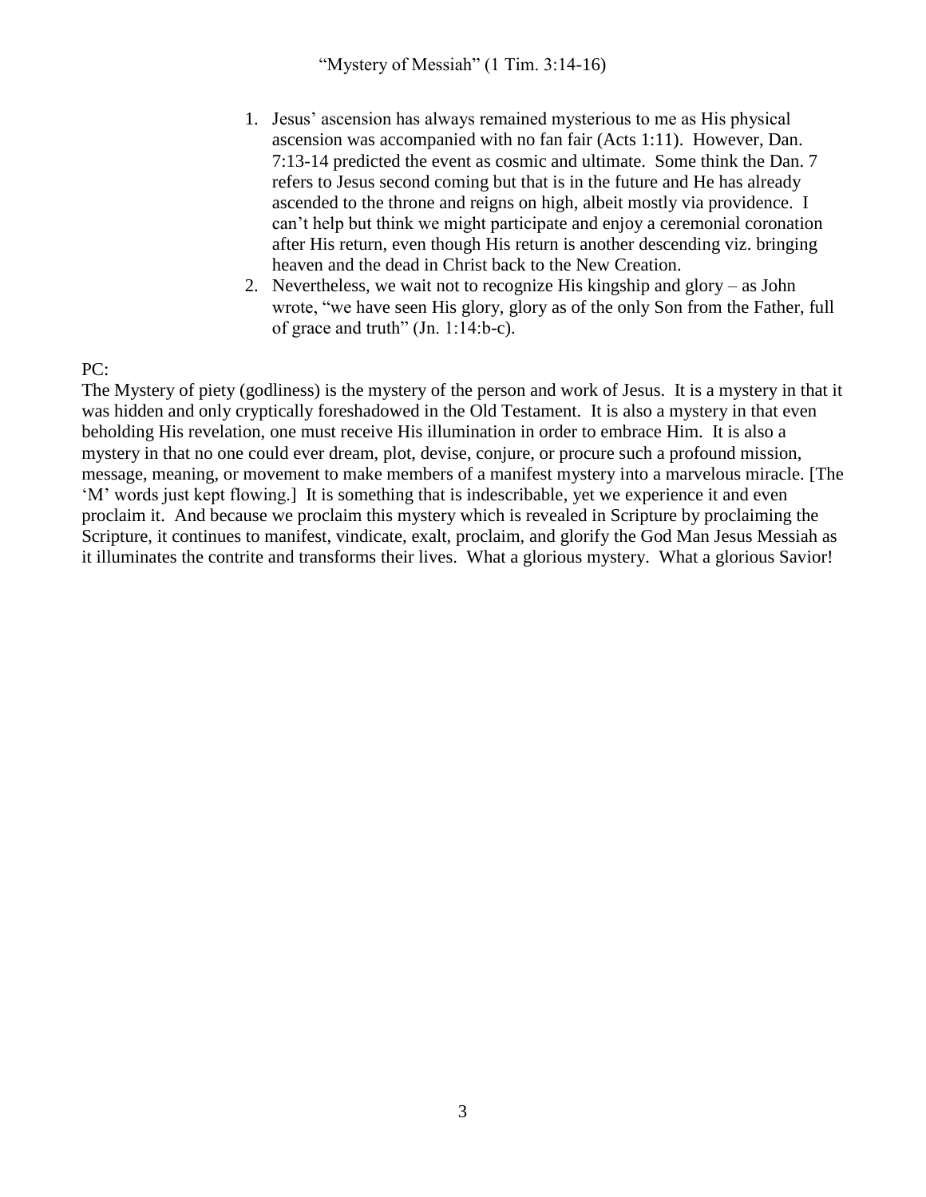1. Jesus' ascension has always remained mysterious to me as His physical ascension was accompanied with no fan fair (Acts 1:11). However, Dan. 7:13-14 predicted the event as cosmic and ultimate. Some think the Dan. 7 refers to Jesus second coming but that is in the future and He has already ascended to the throne and reigns on high, albeit mostly via providence. I can't help but think we might participate and enjoy a ceremonial coronation after His return, even though His return is another descending viz. bringing heaven and the dead in Christ back to the New Creation.
2. Nevertheless, we wait not to recognize His kingship and glory – as John wrote, "we have seen His glory, glory as of the only Son from the Father, full of grace and truth" (Jn. 1:14:b-c).

PC:

The Mystery of piety (godliness) is the mystery of the person and work of Jesus. It is a mystery in that it was hidden and only cryptically foreshadowed in the Old Testament. It is also a mystery in that even beholding His revelation, one must receive His illumination in order to embrace Him. It is also a mystery in that no one could ever dream, plot, devise, conjure, or procure such a profound mission, message, meaning, or movement to make members of a manifest mystery into a marvelous miracle. [The 'M' words just kept flowing.] It is something that is indescribable, yet we experience it and even proclaim it. And because we proclaim this mystery which is revealed in Scripture by proclaiming the Scripture, it continues to manifest, vindicate, exalt, proclaim, and glorify the God Man Jesus Messiah as it illuminates the contrite and transforms their lives. What a glorious mystery. What a glorious Savior!